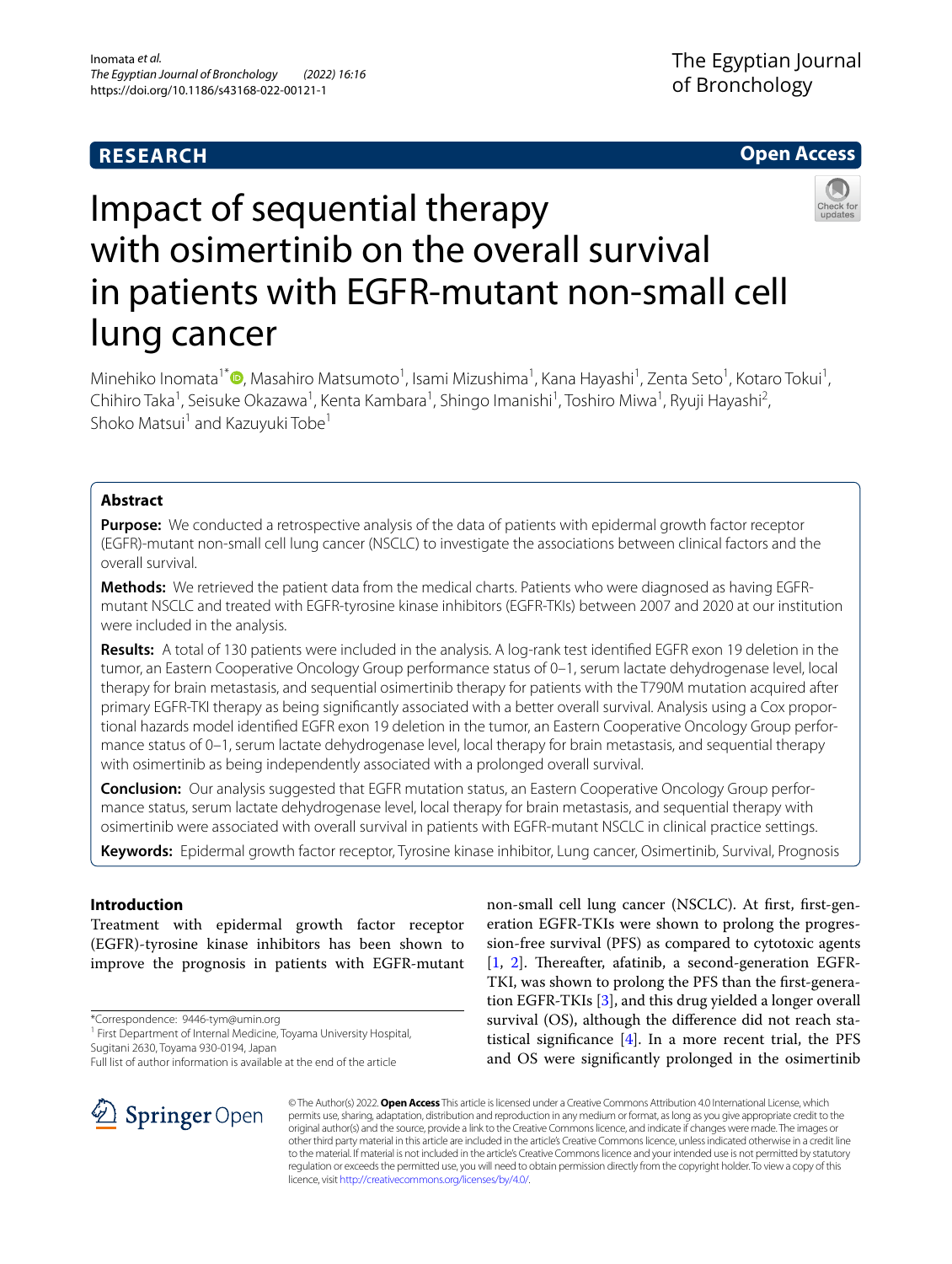RESEARCH

Open Access

# Impact of sequential therapy with osimertinib on the overall survival in patients with EGFR-mutant non-small cell lung cancer

Minehiko Inomata[1*], Masahiro Matsumoto[1], Isami Mizushima[1], Kana Hayashi[1], Zenta Seto[1], Kotaro Tokui[1], Chihiro Taka[1], Seisuke Okazawa[1], Kenta Kambara[1], Shingo Imanishi[1], Toshiro Miwa[1], Ryuji Hayashi[2], Shoko Matsui[1] and Kazuyuki Tobe[1]

## Abstract

**Purpose:** We conducted a retrospective analysis of the data of patients with epidermal growth factor receptor (EGFR)-mutant non-small cell lung cancer (NSCLC) to investigate the associations between clinical factors and the overall survival.

**Methods:** We retrieved the patient data from the medical charts. Patients who were diagnosed as having EGFR-mutant NSCLC and treated with EGFR-tyrosine kinase inhibitors (EGFR-TKIs) between 2007 and 2020 at our institution were included in the analysis.

**Results:** A total of 130 patients were included in the analysis. A log-rank test identified EGFR exon 19 deletion in the tumor, an Eastern Cooperative Oncology Group performance status of 0–1, serum lactate dehydrogenase level, local therapy for brain metastasis, and sequential osimertinib therapy for patients with the T790M mutation acquired after primary EGFR-TKI therapy as being significantly associated with a better overall survival. Analysis using a Cox proportional hazards model identified EGFR exon 19 deletion in the tumor, an Eastern Cooperative Oncology Group performance status of 0–1, serum lactate dehydrogenase level, local therapy for brain metastasis, and sequential therapy with osimertinib as being independently associated with a prolonged overall survival.

**Conclusion:** Our analysis suggested that EGFR mutation status, an Eastern Cooperative Oncology Group performance status, serum lactate dehydrogenase level, local therapy for brain metastasis, and sequential therapy with osimertinib were associated with overall survival in patients with EGFR-mutant NSCLC in clinical practice settings.

**Keywords:** Epidermal growth factor receptor, Tyrosine kinase inhibitor, Lung cancer, Osimertinib, Survival, Prognosis

## Introduction

Treatment with epidermal growth factor receptor (EGFR)-tyrosine kinase inhibitors has been shown to improve the prognosis in patients with EGFR-mutant non-small cell lung cancer (NSCLC). At first, first-generation EGFR-TKIs were shown to prolong the progression-free survival (PFS) as compared to cytotoxic agents [1, 2]. Thereafter, afatinib, a second-generation EGFR-TKI, was shown to prolong the PFS than the first-generation EGFR-TKIs [3], and this drug yielded a longer overall survival (OS), although the difference did not reach statistical significance [4]. In a more recent trial, the PFS and OS were significantly prolonged in the osimertinib

*Correspondence: 9446-tym@umin.org
[1] First Department of Internal Medicine, Toyama University Hospital, Sugitani 2630, Toyama 930-0194, Japan
Full list of author information is available at the end of the article

© The Author(s) 2022. **Open Access** This article is licensed under a Creative Commons Attribution 4.0 International License, which permits use, sharing, adaptation, distribution and reproduction in any medium or format, as long as you give appropriate credit to the original author(s) and the source, provide a link to the Creative Commons licence, and indicate if changes were made. The images or other third party material in this article are included in the article's Creative Commons licence, unless indicated otherwise in a credit line to the material. If material is not included in the article's Creative Commons licence and your intended use is not permitted by statutory regulation or exceeds the permitted use, you will need to obtain permission directly from the copyright holder. To view a copy of this licence, visit http://creativecommons.org/licenses/by/4.0/.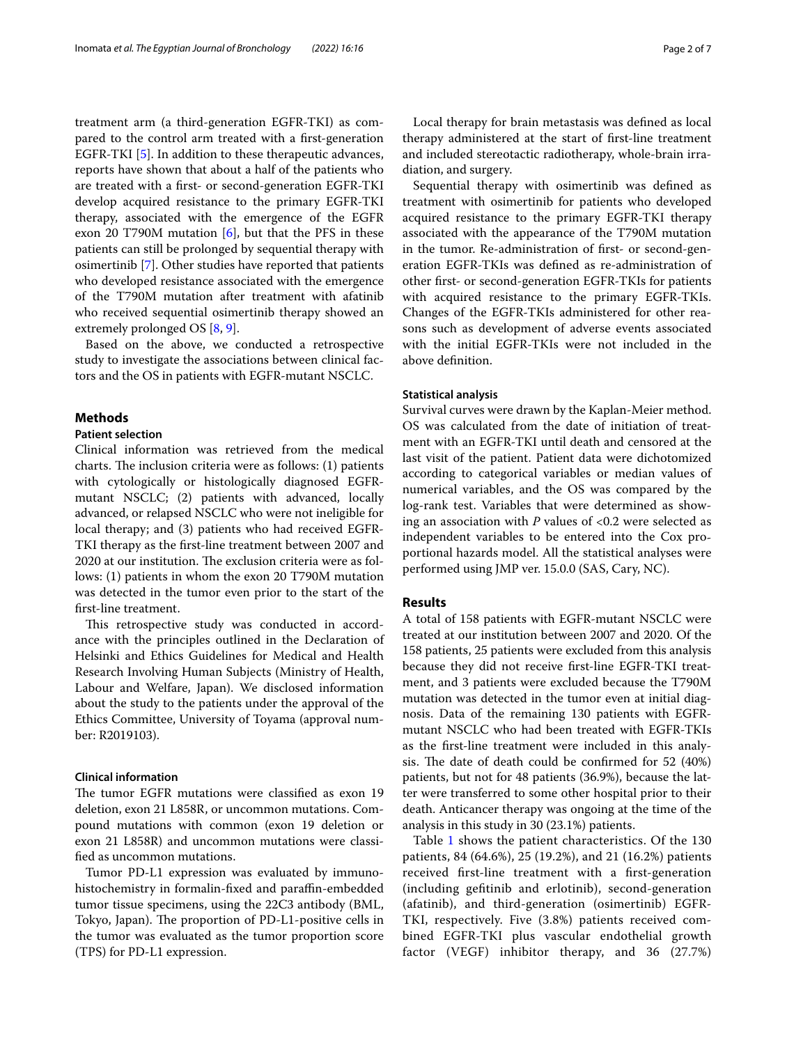treatment arm (a third-generation EGFR-TKI) as compared to the control arm treated with a first-generation EGFR-TKI [5]. In addition to these therapeutic advances, reports have shown that about a half of the patients who are treated with a first- or second-generation EGFR-TKI develop acquired resistance to the primary EGFR-TKI therapy, associated with the emergence of the EGFR exon 20 T790M mutation [6], but that the PFS in these patients can still be prolonged by sequential therapy with osimertinib [7]. Other studies have reported that patients who developed resistance associated with the emergence of the T790M mutation after treatment with afatinib who received sequential osimertinib therapy showed an extremely prolonged OS [8, 9].

Based on the above, we conducted a retrospective study to investigate the associations between clinical factors and the OS in patients with EGFR-mutant NSCLC.

## Methods

### Patient selection

Clinical information was retrieved from the medical charts. The inclusion criteria were as follows: (1) patients with cytologically or histologically diagnosed EGFR-mutant NSCLC; (2) patients with advanced, locally advanced, or relapsed NSCLC who were not ineligible for local therapy; and (3) patients who had received EGFR-TKI therapy as the first-line treatment between 2007 and 2020 at our institution. The exclusion criteria were as follows: (1) patients in whom the exon 20 T790M mutation was detected in the tumor even prior to the start of the first-line treatment.

This retrospective study was conducted in accordance with the principles outlined in the Declaration of Helsinki and Ethics Guidelines for Medical and Health Research Involving Human Subjects (Ministry of Health, Labour and Welfare, Japan). We disclosed information about the study to the patients under the approval of the Ethics Committee, University of Toyama (approval number: R2019103).

### Clinical information

The tumor EGFR mutations were classified as exon 19 deletion, exon 21 L858R, or uncommon mutations. Compound mutations with common (exon 19 deletion or exon 21 L858R) and uncommon mutations were classified as uncommon mutations.

Tumor PD-L1 expression was evaluated by immunohistochemistry in formalin-fixed and paraffin-embedded tumor tissue specimens, using the 22C3 antibody (BML, Tokyo, Japan). The proportion of PD-L1-positive cells in the tumor was evaluated as the tumor proportion score (TPS) for PD-L1 expression.

Local therapy for brain metastasis was defined as local therapy administered at the start of first-line treatment and included stereotactic radiotherapy, whole-brain irradiation, and surgery.

Sequential therapy with osimertinib was defined as treatment with osimertinib for patients who developed acquired resistance to the primary EGFR-TKI therapy associated with the appearance of the T790M mutation in the tumor. Re-administration of first- or second-generation EGFR-TKIs was defined as re-administration of other first- or second-generation EGFR-TKIs for patients with acquired resistance to the primary EGFR-TKIs. Changes of the EGFR-TKIs administered for other reasons such as development of adverse events associated with the initial EGFR-TKIs were not included in the above definition.

### Statistical analysis

Survival curves were drawn by the Kaplan-Meier method. OS was calculated from the date of initiation of treatment with an EGFR-TKI until death and censored at the last visit of the patient. Patient data were dichotomized according to categorical variables or median values of numerical variables, and the OS was compared by the log-rank test. Variables that were determined as showing an association with *P* values of $<0.2$ were selected as independent variables to be entered into the Cox proportional hazards model. All the statistical analyses were performed using JMP ver. 15.0.0 (SAS, Cary, NC).

## Results

A total of 158 patients with EGFR-mutant NSCLC were treated at our institution between 2007 and 2020. Of the 158 patients, 25 patients were excluded from this analysis because they did not receive first-line EGFR-TKI treatment, and 3 patients were excluded because the T790M mutation was detected in the tumor even at initial diagnosis. Data of the remaining 130 patients with EGFR-mutant NSCLC who had been treated with EGFR-TKIs as the first-line treatment were included in this analysis. The date of death could be confirmed for 52 (40%) patients, but not for 48 patients (36.9%), because the latter were transferred to some other hospital prior to their death. Anticancer therapy was ongoing at the time of the analysis in this study in 30 (23.1%) patients.

Table 1 shows the patient characteristics. Of the 130 patients, 84 (64.6%), 25 (19.2%), and 21 (16.2%) patients received first-line treatment with a first-generation (including gefitinib and erlotinib), second-generation (afatinib), and third-generation (osimertinib) EGFR-TKI, respectively. Five (3.8%) patients received combined EGFR-TKI plus vascular endothelial growth factor (VEGF) inhibitor therapy, and 36 (27.7%)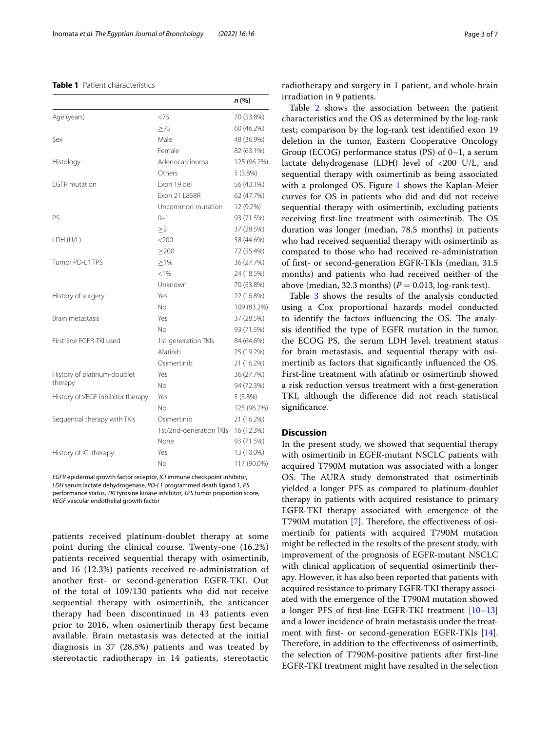**Table 1** Patient characteristics

| | | n (%) |
|---|---|---|
| Age (years) | <75 | 70 (53.8%) |
| | ≥75 | 60 (46.2%) |
| Sex | Male | 48 (36.9%) |
| | Female | 82 (63.1%) |
| Histology | Adenocarcinoma | 125 (96.2%) |
| | Others | 5 (3.8%) |
| EGFR mutation | Exon 19 del | 56 (43.1%) |
| | Exon 21 L858R | 62 (47.7%) |
| | Uncommon mutation | 12 (9.2%) |
| PS | 0–1 | 93 (71.5%) |
| | ≥2 | 37 (28.5%) |
| LDH (U/L) | <200 | 58 (44.6%) |
| | ≥200 | 72 (55.4%) |
| Tumor PD-L1 TPS | ≥1% | 36 (27.7%) |
| | <1% | 24 (18.5%) |
| | Unknown | 70 (53.8%) |
| History of surgery | Yes | 22 (16.8%) |
| | No | 109 (83.2%) |
| Brain metastasis | Yes | 37 (28.5%) |
| | No | 93 (71.5%) |
| First-line EGFR-TKI used | 1st-generation TKIs | 84 (64.6%) |
| | Afatinib | 25 (19.2%) |
| | Osimertinib | 21 (16.2%) |
| History of platinum-doublet therapy | Yes | 36 (27.7%) |
| | No | 94 (72.3%) |
| History of VEGF inhibitor therapy | Yes | 5 (3.8%) |
| | No | 125 (96.2%) |
| Sequential therapy with TKIs | Osimertinib | 21 (16.2%) |
| | 1st/2nd-generation TKIs | 16 (12.3%) |
| | None | 93 (71.5%) |
| History of ICI therapy | Yes | 13 (10.0%) |
| | No | 117 (90.0%) |

*EGFR* epidermal growth factor receptor, *ICI* immune checkpoint inhibitor, *LDH* serum lactate dehydrogenase, *PD-L1* programmed death ligand 1, *PS* performance status, *TKI* tyrosine kinase inhibitor, *TPS* tumor proportion score, *VEGF* vascular endothelial growth factor

patients received platinum-doublet therapy at some point during the clinical course. Twenty-one (16.2%) patients received sequential therapy with osimertinib, and 16 (12.3%) patients received re-administration of another first- or second-generation EGFR-TKI. Out of the total of 109/130 patients who did not receive sequential therapy with osimertinib, the anticancer therapy had been discontinued in 43 patients even prior to 2016, when osimertinib therapy first became available. Brain metastasis was detected at the initial diagnosis in 37 (28.5%) patients and was treated by stereotactic radiotherapy in 14 patients, stereotactic radiotherapy and surgery in 1 patient, and whole-brain irradiation in 9 patients.

Table 2 shows the association between the patient characteristics and the OS as determined by the log-rank test; comparison by the log-rank test identified exon 19 deletion in the tumor, Eastern Cooperative Oncology Group (ECOG) performance status (PS) of 0–1, a serum lactate dehydrogenase (LDH) level of <200 U/L, and sequential therapy with osimertinib as being associated with a prolonged OS. Figure 1 shows the Kaplan-Meier curves for OS in patients who did and did not receive sequential therapy with osimertinib, excluding patients receiving first-line treatment with osimertinib. The OS duration was longer (median, 78.5 months) in patients who had received sequential therapy with osimertinib as compared to those who had received re-administration of first- or second-generation EGFR-TKIs (median, 31.5 months) and patients who had received neither of the above (median, 32.3 months) ($P = 0.013$, log-rank test).

Table 3 shows the results of the analysis conducted using a Cox proportional hazards model conducted to identify the factors influencing the OS. The analysis identified the type of EGFR mutation in the tumor, the ECOG PS, the serum LDH level, treatment status for brain metastasis, and sequential therapy with osimertinib as factors that significantly influenced the OS. First-line treatment with afatinib or osimertinib showed a risk reduction versus treatment with a first-generation TKI, although the difference did not reach statistical significance.

## Discussion

In the present study, we showed that sequential therapy with osimertinib in EGFR-mutant NSCLC patients with acquired T790M mutation was associated with a longer OS. The AURA study demonstrated that osimertinib yielded a longer PFS as compared to platinum-doublet therapy in patients with acquired resistance to primary EGFR-TKI therapy associated with emergence of the T790M mutation [7]. Therefore, the effectiveness of osimertinib for patients with acquired T790M mutation might be reflected in the results of the present study, with improvement of the prognosis of EGFR-mutant NSCLC with clinical application of sequential osimertinib therapy. However, it has also been reported that patients with acquired resistance to primary EGFR-TKI therapy associated with the emergence of the T790M mutation showed a longer PFS of first-line EGFR-TKI treatment [10–13] and a lower incidence of brain metastasis under the treatment with first- or second-generation EGFR-TKIs [14]. Therefore, in addition to the effectiveness of osimertinib, the selection of T790M-positive patients after first-line EGFR-TKI treatment might have resulted in the selection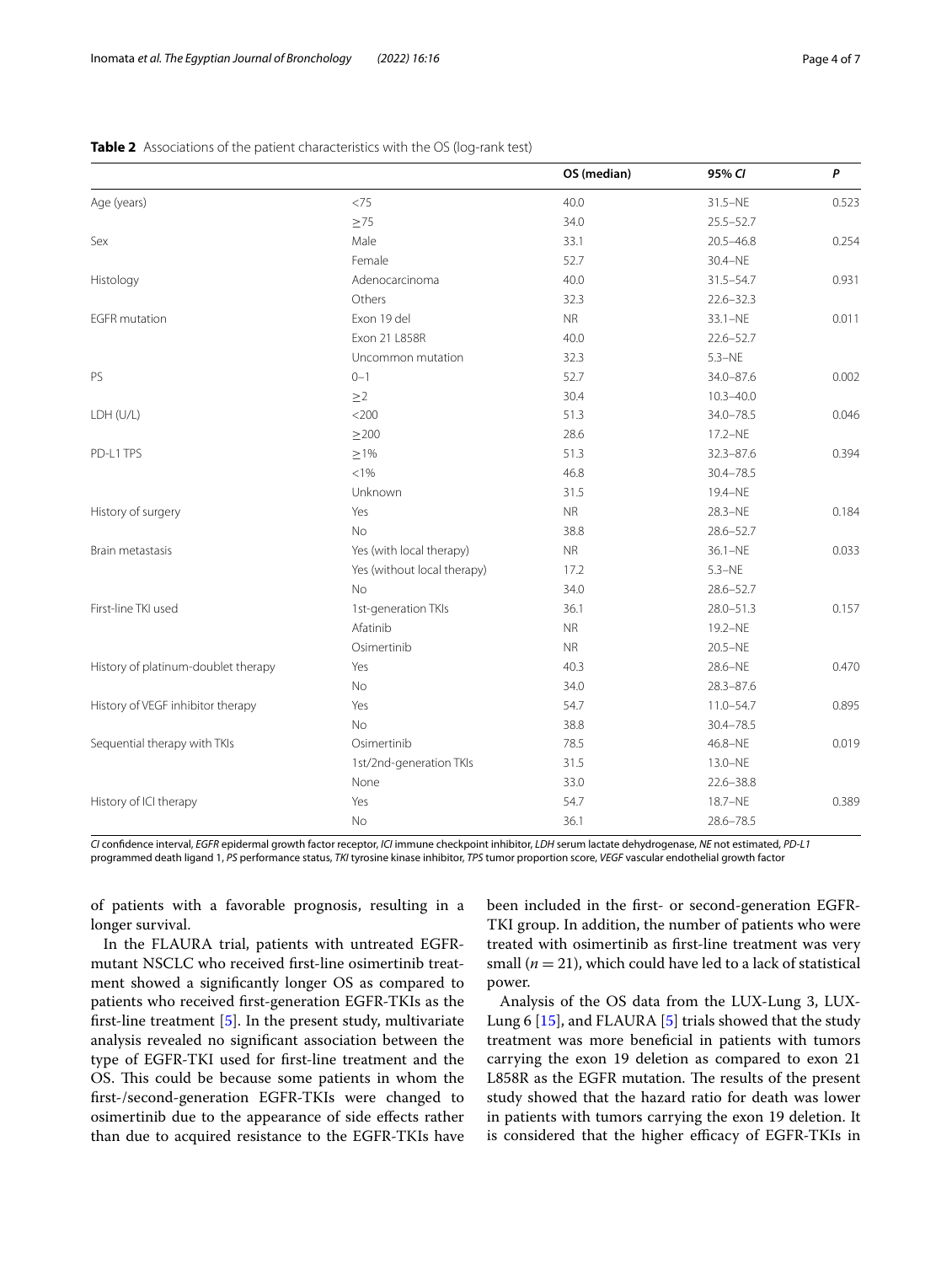**Table 2** Associations of the patient characteristics with the OS (log-rank test)

| | | OS (median) | 95% *CI* | *P* |
|---|---|---|---|---|
| Age (years) | <75 | 40.0 | 31.5–NE | 0.523 |
| | ≥75 | 34.0 | 25.5–52.7 | |
| Sex | Male | 33.1 | 20.5–46.8 | 0.254 |
| | Female | 52.7 | 30.4–NE | |
| Histology | Adenocarcinoma | 40.0 | 31.5–54.7 | 0.931 |
| | Others | 32.3 | 22.6–32.3 | |
| EGFR mutation | Exon 19 del | NR | 33.1–NE | 0.011 |
| | Exon 21 L858R | 40.0 | 22.6–52.7 | |
| | Uncommon mutation | 32.3 | 5.3–NE | |
| PS | 0–1 | 52.7 | 34.0–87.6 | 0.002 |
| | ≥2 | 30.4 | 10.3–40.0 | |
| LDH (U/L) | <200 | 51.3 | 34.0–78.5 | 0.046 |
| | ≥200 | 28.6 | 17.2–NE | |
| PD-L1 TPS | ≥1% | 51.3 | 32.3–87.6 | 0.394 |
| | <1% | 46.8 | 30.4–78.5 | |
| | Unknown | 31.5 | 19.4–NE | |
| History of surgery | Yes | NR | 28.3–NE | 0.184 |
| | No | 38.8 | 28.6–52.7 | |
| Brain metastasis | Yes (with local therapy) | NR | 36.1–NE | 0.033 |
| | Yes (without local therapy) | 17.2 | 5.3–NE | |
| | No | 34.0 | 28.6–52.7 | |
| First-line TKI used | 1st-generation TKIs | 36.1 | 28.0–51.3 | 0.157 |
| | Afatinib | NR | 19.2–NE | |
| | Osimertinib | NR | 20.5–NE | |
| History of platinum-doublet therapy | Yes | 40.3 | 28.6–NE | 0.470 |
| | No | 34.0 | 28.3–87.6 | |
| History of VEGF inhibitor therapy | Yes | 54.7 | 11.0–54.7 | 0.895 |
| | No | 38.8 | 30.4–78.5 | |
| Sequential therapy with TKIs | Osimertinib | 78.5 | 46.8–NE | 0.019 |
| | 1st/2nd-generation TKIs | 31.5 | 13.0–NE | |
| | None | 33.0 | 22.6–38.8 | |
| History of ICI therapy | Yes | 54.7 | 18.7–NE | 0.389 |
| | No | 36.1 | 28.6–78.5 | |

*CI* confidence interval, *EGFR* epidermal growth factor receptor, *ICI* immune checkpoint inhibitor, *LDH* serum lactate dehydrogenase, *NE* not estimated, *PD-L1* programmed death ligand 1, *PS* performance status, *TKI* tyrosine kinase inhibitor, *TPS* tumor proportion score, *VEGF* vascular endothelial growth factor

of patients with a favorable prognosis, resulting in a longer survival.

In the FLAURA trial, patients with untreated EGFR-mutant NSCLC who received first-line osimertinib treatment showed a significantly longer OS as compared to patients who received first-generation EGFR-TKIs as the first-line treatment [5]. In the present study, multivariate analysis revealed no significant association between the type of EGFR-TKI used for first-line treatment and the OS. This could be because some patients in whom the first-/second-generation EGFR-TKIs were changed to osimertinib due to the appearance of side effects rather than due to acquired resistance to the EGFR-TKIs have been included in the first- or second-generation EGFR-TKI group. In addition, the number of patients who were treated with osimertinib as first-line treatment was very small ($n = 21$), which could have led to a lack of statistical power.

Analysis of the OS data from the LUX-Lung 3, LUX-Lung 6 [15], and FLAURA [5] trials showed that the study treatment was more beneficial in patients with tumors carrying the exon 19 deletion as compared to exon 21 L858R as the EGFR mutation. The results of the present study showed that the hazard ratio for death was lower in patients with tumors carrying the exon 19 deletion. It is considered that the higher efficacy of EGFR-TKIs in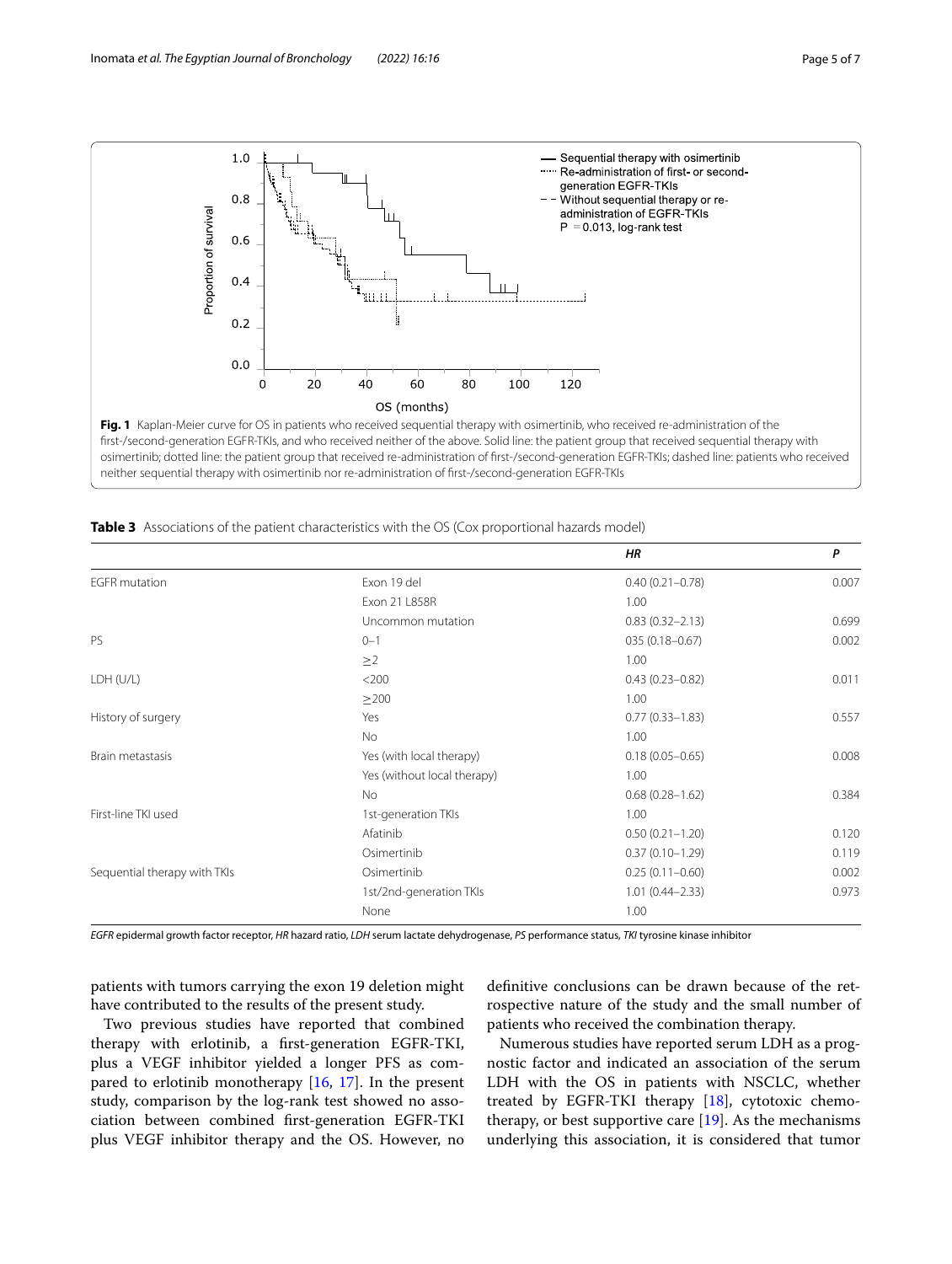**Fig. 1** Kaplan-Meier curve for OS in patients who received sequential therapy with osimertinib, who received re-administration of the first-/second-generation EGFR-TKIs, and who received neither of the above. Solid line: the patient group that received sequential therapy with osimertinib; dotted line: the patient group that received re-administration of first-/second-generation EGFR-TKIs; dashed line: patients who received neither sequential therapy with osimertinib nor re-administration of first-/second-generation EGFR-TKIs

**Table 3** Associations of the patient characteristics with the OS (Cox proportional hazards model)

| | | *HR* | *P* |
|---|---|---|---|
| EGFR mutation | Exon 19 del | 0.40 (0.21–0.78) | 0.007 |
| | Exon 21 L858R | 1.00 | |
| | Uncommon mutation | 0.83 (0.32–2.13) | 0.699 |
| PS | 0–1 | 035 (0.18–0.67) | 0.002 |
| | ≥2 | 1.00 | |
| LDH (U/L) | <200 | 0.43 (0.23–0.82) | 0.011 |
| | ≥200 | 1.00 | |
| History of surgery | Yes | 0.77 (0.33–1.83) | 0.557 |
| | No | 1.00 | |
| Brain metastasis | Yes (with local therapy) | 0.18 (0.05–0.65) | 0.008 |
| | Yes (without local therapy) | 1.00 | |
| | No | 0.68 (0.28–1.62) | 0.384 |
| First-line TKI used | 1st-generation TKIs | 1.00 | |
| | Afatinib | 0.50 (0.21–1.20) | 0.120 |
| | Osimertinib | 0.37 (0.10–1.29) | 0.119 |
| Sequential therapy with TKIs | Osimertinib | 0.25 (0.11–0.60) | 0.002 |
| | 1st/2nd-generation TKIs | 1.01 (0.44–2.33) | 0.973 |
| | None | 1.00 | |

*EGFR* epidermal growth factor receptor, *HR* hazard ratio, *LDH* serum lactate dehydrogenase, *PS* performance status, *TKI* tyrosine kinase inhibitor

patients with tumors carrying the exon 19 deletion might have contributed to the results of the present study.

Two previous studies have reported that combined therapy with erlotinib, a first-generation EGFR-TKI, plus a VEGF inhibitor yielded a longer PFS as compared to erlotinib monotherapy [16, 17]. In the present study, comparison by the log-rank test showed no association between combined first-generation EGFR-TKI plus VEGF inhibitor therapy and the OS. However, no definitive conclusions can be drawn because of the retrospective nature of the study and the small number of patients who received the combination therapy.

Numerous studies have reported serum LDH as a prognostic factor and indicated an association of the serum LDH with the OS in patients with NSCLC, whether treated by EGFR-TKI therapy [18], cytotoxic chemotherapy, or best supportive care [19]. As the mechanisms underlying this association, it is considered that tumor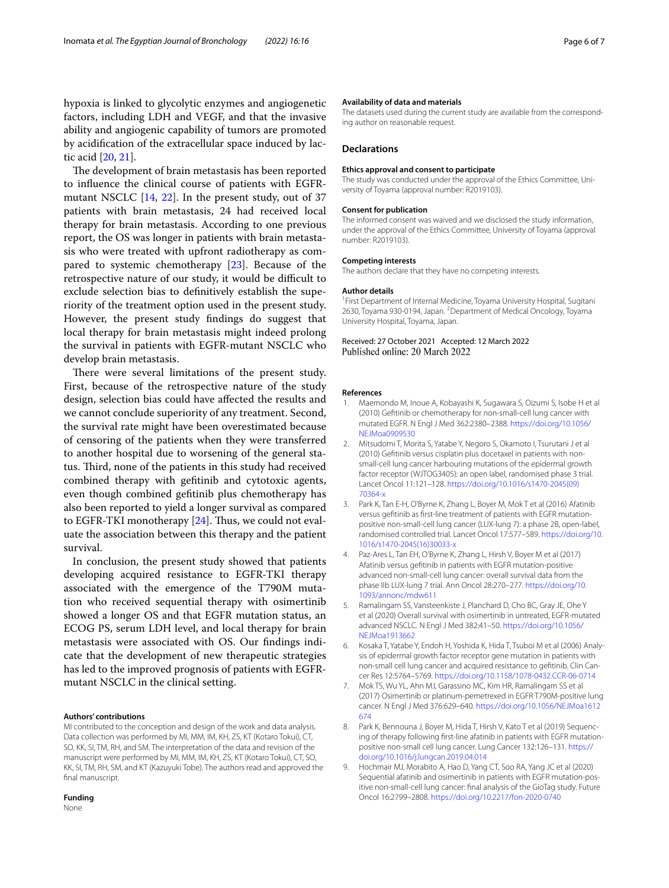hypoxia is linked to glycolytic enzymes and angiogenetic factors, including LDH and VEGF, and that the invasive ability and angiogenic capability of tumors are promoted by acidification of the extracellular space induced by lactic acid [20, 21].

The development of brain metastasis has been reported to influence the clinical course of patients with EGFR-mutant NSCLC [14, 22]. In the present study, out of 37 patients with brain metastasis, 24 had received local therapy for brain metastasis. According to one previous report, the OS was longer in patients with brain metastasis who were treated with upfront radiotherapy as compared to systemic chemotherapy [23]. Because of the retrospective nature of our study, it would be difficult to exclude selection bias to definitively establish the superiority of the treatment option used in the present study. However, the present study findings do suggest that local therapy for brain metastasis might indeed prolong the survival in patients with EGFR-mutant NSCLC who develop brain metastasis.

There were several limitations of the present study. First, because of the retrospective nature of the study design, selection bias could have affected the results and we cannot conclude superiority of any treatment. Second, the survival rate might have been overestimated because of censoring of the patients when they were transferred to another hospital due to worsening of the general status. Third, none of the patients in this study had received combined therapy with gefitinib and cytotoxic agents, even though combined gefitinib plus chemotherapy has also been reported to yield a longer survival as compared to EGFR-TKI monotherapy [24]. Thus, we could not evaluate the association between this therapy and the patient survival.

In conclusion, the present study showed that patients developing acquired resistance to EGFR-TKI therapy associated with the emergence of the T790M mutation who received sequential therapy with osimertinib showed a longer OS and that EGFR mutation status, an ECOG PS, serum LDH level, and local therapy for brain metastasis were associated with OS. Our findings indicate that the development of new therapeutic strategies has led to the improved prognosis of patients with EGFR-mutant NSCLC in the clinical setting.

#### Authors' contributions

MI contributed to the conception and design of the work and data analysis. Data collection was performed by MI, MM, IM, KH, ZS, KT (Kotaro Tokui), CT, SO, KK, SI, TM, RH, and SM. The interpretation of the data and revision of the manuscript were performed by MI, MM, IM, KH, ZS, KT (Kotaro Tokui), CT, SO, KK, SI, TM, RH, SM, and KT (Kazuyuki Tobe). The authors read and approved the final manuscript.

#### Funding

None

#### Availability of data and materials

The datasets used during the current study are available from the corresponding author on reasonable request.

### Declarations

#### Ethics approval and consent to participate

The study was conducted under the approval of the Ethics Committee, University of Toyama (approval number: R2019103).

#### Consent for publication

The informed consent was waived and we disclosed the study information, under the approval of the Ethics Committee, University of Toyama (approval number: R2019103).

#### Competing interests

The authors declare that they have no competing interests.

#### Author details

[1] First Department of Internal Medicine, Toyama University Hospital, Sugitani 2630, Toyama 930-0194, Japan. [2] Department of Medical Oncology, Toyama University Hospital, Toyama, Japan.

Received: 27 October 2021 Accepted: 12 March 2022
Published online: 20 March 2022

#### References

1. Maemondo M, Inoue A, Kobayashi K, Sugawara S, Oizumi S, Isobe H et al (2010) Gefitinib or chemotherapy for non-small-cell lung cancer with mutated EGFR. N Engl J Med 362:2380–2388. https://doi.org/10.1056/NEJMoa0909530
2. Mitsudomi T, Morita S, Yatabe Y, Negoro S, Okamoto I, Tsurutani J et al (2010) Gefitinib versus cisplatin plus docetaxel in patients with non-small-cell lung cancer harbouring mutations of the epidermal growth factor receptor (WJTOG3405): an open label, randomised phase 3 trial. Lancet Oncol 11:121–128. https://doi.org/10.1016/s1470-2045(09)70364-x
3. Park K, Tan E-H, O'Byrne K, Zhang L, Boyer M, Mok T et al (2016) Afatinib versus gefitinib as first-line treatment of patients with EGFR mutation-positive non-small-cell lung cancer (LUX-lung 7): a phase 2B, open-label, randomised controlled trial. Lancet Oncol 17:577–589. https://doi.org/10.1016/s1470-2045(16)30033-x
4. Paz-Ares L, Tan EH, O'Byrne K, Zhang L, Hirsh V, Boyer M et al (2017) Afatinib versus gefitinib in patients with EGFR mutation-positive advanced non-small-cell lung cancer: overall survival data from the phase IIb LUX-lung 7 trial. Ann Oncol 28:270–277. https://doi.org/10.1093/annonc/mdw611
5. Ramalingam SS, Vansteenkiste J, Planchard D, Cho BC, Gray JE, Ohe Y et al (2020) Overall survival with osimertinib in untreated, EGFR-mutated advanced NSCLC. N Engl J Med 382:41–50. https://doi.org/10.1056/NEJMoa1913662
6. Kosaka T, Yatabe Y, Endoh H, Yoshida K, Hida T, Tsuboi M et al (2006) Analysis of epidermal growth factor receptor gene mutation in patients with non-small cell lung cancer and acquired resistance to gefitinib. Clin Cancer Res 12:5764–5769. https://doi.org/10.1158/1078-0432.CCR-06-0714
7. Mok TS, Wu YL, Ahn MJ, Garassino MC, Kim HR, Ramalingam SS et al (2017) Osimertinib or platinum-pemetrexed in EGFR T790M-positive lung cancer. N Engl J Med 376:629–640. https://doi.org/10.1056/NEJMoa1612674
8. Park K, Bennouna J, Boyer M, Hida T, Hirsh V, Kato T et al (2019) Sequencing of therapy following first-line afatinib in patients with EGFR mutation-positive non-small cell lung cancer. Lung Cancer 132:126–131. https://doi.org/10.1016/j.lungcan.2019.04.014
9. Hochmair MJ, Morabito A, Hao D, Yang CT, Soo RA, Yang JC et al (2020) Sequential afatinib and osimertinib in patients with EGFR mutation-positive non-small-cell lung cancer: final analysis of the GioTag study. Future Oncol 16:2799–2808. https://doi.org/10.2217/fon-2020-0740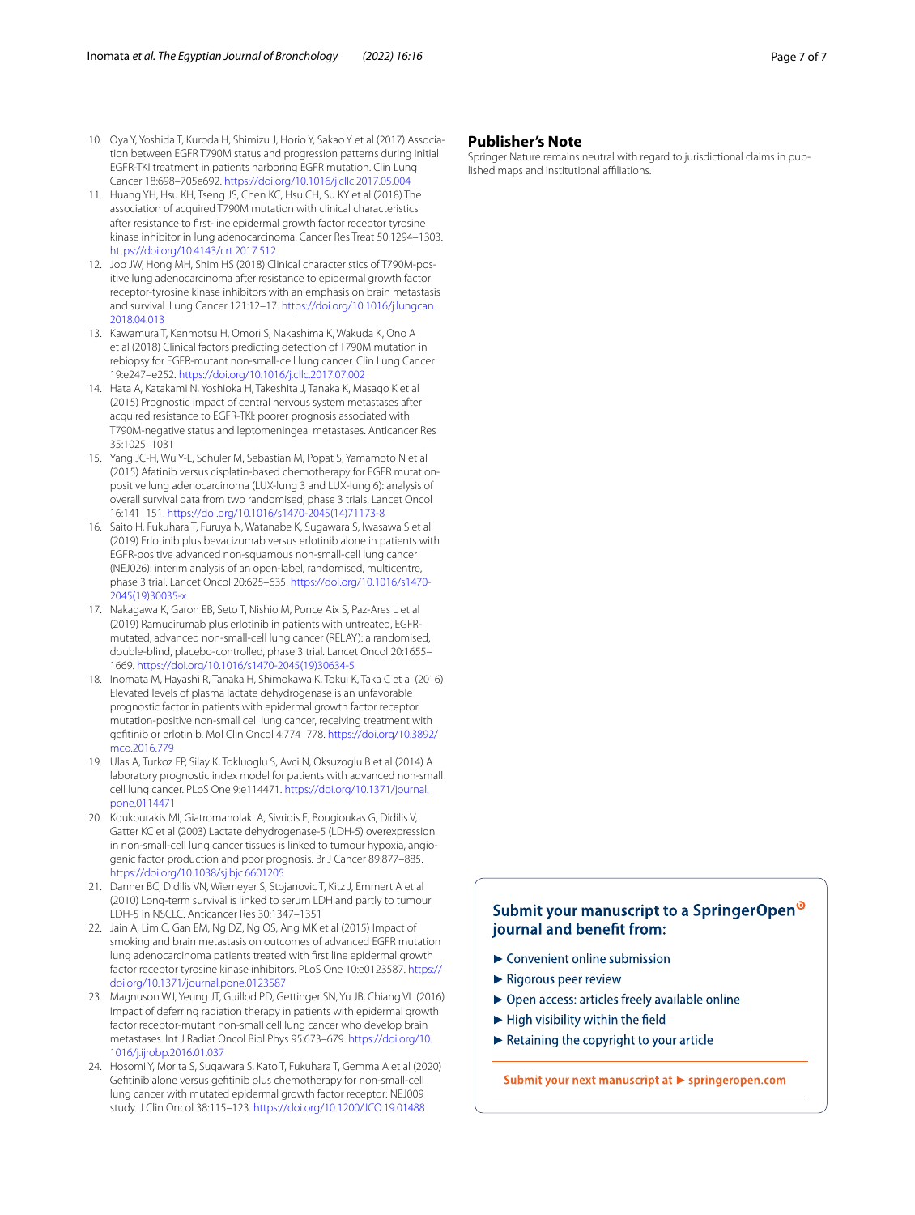10. Oya Y, Yoshida T, Kuroda H, Shimizu J, Horio Y, Sakao Y et al (2017) Association between EGFR T790M status and progression patterns during initial EGFR-TKI treatment in patients harboring EGFR mutation. Clin Lung Cancer 18:698–705e692. https://doi.org/10.1016/j.cllc.2017.05.004
11. Huang YH, Hsu KH, Tseng JS, Chen KC, Hsu CH, Su KY et al (2018) The association of acquired T790M mutation with clinical characteristics after resistance to first-line epidermal growth factor receptor tyrosine kinase inhibitor in lung adenocarcinoma. Cancer Res Treat 50:1294–1303. https://doi.org/10.4143/crt.2017.512
12. Joo JW, Hong MH, Shim HS (2018) Clinical characteristics of T790M-positive lung adenocarcinoma after resistance to epidermal growth factor receptor-tyrosine kinase inhibitors with an emphasis on brain metastasis and survival. Lung Cancer 121:12–17. https://doi.org/10.1016/j.lungcan.2018.04.013
13. Kawamura T, Kenmotsu H, Omori S, Nakashima K, Wakuda K, Ono A et al (2018) Clinical factors predicting detection of T790M mutation in rebiopsy for EGFR-mutant non-small-cell lung cancer. Clin Lung Cancer 19:e247–e252. https://doi.org/10.1016/j.cllc.2017.07.002
14. Hata A, Katakami N, Yoshioka H, Takeshita J, Tanaka K, Masago K et al (2015) Prognostic impact of central nervous system metastases after acquired resistance to EGFR-TKI: poorer prognosis associated with T790M-negative status and leptomeningeal metastases. Anticancer Res 35:1025–1031
15. Yang JC-H, Wu Y-L, Schuler M, Sebastian M, Popat S, Yamamoto N et al (2015) Afatinib versus cisplatin-based chemotherapy for EGFR mutation-positive lung adenocarcinoma (LUX-lung 3 and LUX-lung 6): analysis of overall survival data from two randomised, phase 3 trials. Lancet Oncol 16:141–151. https://doi.org/10.1016/s1470-2045(14)71173-8
16. Saito H, Fukuhara T, Furuya N, Watanabe K, Sugawara S, Iwasawa S et al (2019) Erlotinib plus bevacizumab versus erlotinib alone in patients with EGFR-positive advanced non-squamous non-small-cell lung cancer (NEJ026): interim analysis of an open-label, randomised, multicentre, phase 3 trial. Lancet Oncol 20:625–635. https://doi.org/10.1016/s1470-2045(19)30035-x
17. Nakagawa K, Garon EB, Seto T, Nishio M, Ponce Aix S, Paz-Ares L et al (2019) Ramucirumab plus erlotinib in patients with untreated, EGFR-mutated, advanced non-small-cell lung cancer (RELAY): a randomised, double-blind, placebo-controlled, phase 3 trial. Lancet Oncol 20:1655–1669. https://doi.org/10.1016/s1470-2045(19)30634-5
18. Inomata M, Hayashi R, Tanaka H, Shimokawa K, Tokui K, Taka C et al (2016) Elevated levels of plasma lactate dehydrogenase is an unfavorable prognostic factor in patients with epidermal growth factor receptor mutation-positive non-small cell lung cancer, receiving treatment with gefitinib or erlotinib. Mol Clin Oncol 4:774–778. https://doi.org/10.3892/mco.2016.779
19. Ulas A, Turkoz FP, Silay K, Tokluoglu S, Avci N, Oksuzoglu B et al (2014) A laboratory prognostic index model for patients with advanced non-small cell lung cancer. PLoS One 9:e114471. https://doi.org/10.1371/journal.pone.0114471
20. Koukourakis MI, Giatromanolaki A, Sivridis E, Bougioukas G, Didilis V, Gatter KC et al (2003) Lactate dehydrogenase-5 (LDH-5) overexpression in non-small-cell lung cancer tissues is linked to tumour hypoxia, angiogenic factor production and poor prognosis. Br J Cancer 89:877–885. https://doi.org/10.1038/sj.bjc.6601205
21. Danner BC, Didilis VN, Wiemeyer S, Stojanovic T, Kitz J, Emmert A et al (2010) Long-term survival is linked to serum LDH and partly to tumour LDH-5 in NSCLC. Anticancer Res 30:1347–1351
22. Jain A, Lim C, Gan EM, Ng DZ, Ng QS, Ang MK et al (2015) Impact of smoking and brain metastasis on outcomes of advanced EGFR mutation lung adenocarcinoma patients treated with first line epidermal growth factor receptor tyrosine kinase inhibitors. PLoS One 10:e0123587. https://doi.org/10.1371/journal.pone.0123587
23. Magnuson WJ, Yeung JT, Guillod PD, Gettinger SN, Yu JB, Chiang VL (2016) Impact of deferring radiation therapy in patients with epidermal growth factor receptor-mutant non-small cell lung cancer who develop brain metastases. Int J Radiat Oncol Biol Phys 95:673–679. https://doi.org/10.1016/j.ijrobp.2016.01.037
24. Hosomi Y, Morita S, Sugawara S, Kato T, Fukuhara T, Gemma A et al (2020) Gefitinib alone versus gefitinib plus chemotherapy for non-small-cell lung cancer with mutated epidermal growth factor receptor: NEJ009 study. J Clin Oncol 38:115–123. https://doi.org/10.1200/JCO.19.01488

## Publisher's Note

Springer Nature remains neutral with regard to jurisdictional claims in published maps and institutional affiliations.

**Submit your manuscript to a SpringerOpen journal and benefit from:**

- ► Convenient online submission
- ► Rigorous peer review
- ► Open access: articles freely available online
- ► High visibility within the field
- ► Retaining the copyright to your article

**Submit your next manuscript at ► springeropen.com**